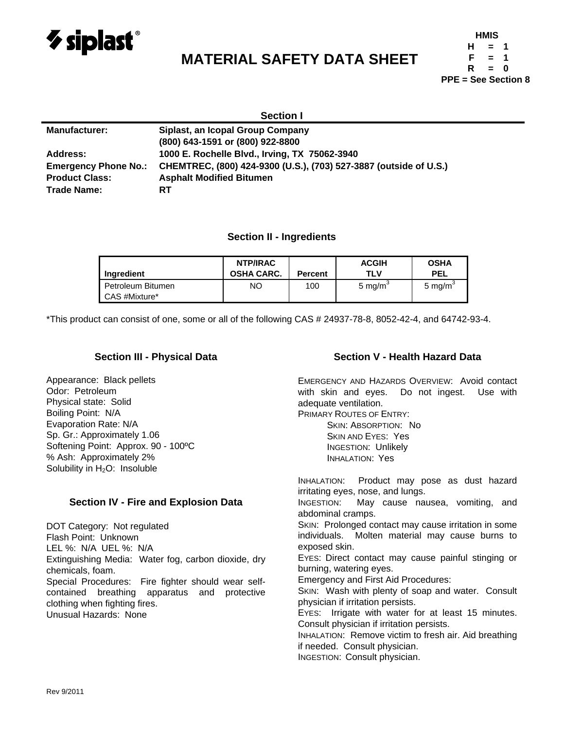siplast®

# MATERIAL SAFETY DATA SHEET

**HMIS**
**H = 1**
**F = 1**
**R = 0**
**PPE = See Section 8**

## Section I

| | |
|---|---|
| **Manufacturer:** | **Siplast, an Icopal Group Company** |
| | **(800) 643-1591 or (800) 922-8800** |
| **Address:** | **1000 E. Rochelle Blvd., Irving, TX 75062-3940** |
| **Emergency Phone No.:** | **CHEMTREC, (800) 424-9300 (U.S.), (703) 527-3887 (outside of U.S.)** |
| **Product Class:** | **Asphalt Modified Bitumen** |
| **Trade Name:** | **RT** |

## Section II - Ingredients

| Ingredient | NTP/IRAC OSHA CARC. | Percent | ACGIH TLV | OSHA PEL |
|---|---|---|---|---|
| Petroleum Bitumen CAS #Mixture* | NO | 100 | 5 mg/m$^3$ | 5 mg/m$^3$ |

*This product can consist of one, some or all of the following CAS # 24937-78-8, 8052-42-4, and 64742-93-4.

## Section III - Physical Data

Appearance: Black pellets
Odor: Petroleum
Physical state: Solid
Boiling Point: N/A
Evaporation Rate: N/A
Sp. Gr.: Approximately 1.06
Softening Point: Approx. 90 - 100ºC
% Ash: Approximately 2%
Solubility in $H_2O$: Insoluble

## Section IV - Fire and Explosion Data

DOT Category: Not regulated
Flash Point: Unknown
LEL %: N/A UEL %: N/A
Extinguishing Media: Water fog, carbon dioxide, dry chemicals, foam.
Special Procedures: Fire fighter should wear self-contained breathing apparatus and protective clothing when fighting fires.
Unusual Hazards: None

## Section V - Health Hazard Data

EMERGENCY AND HAZARDS OVERVIEW: Avoid contact with skin and eyes. Do not ingest. Use with adequate ventilation.

PRIMARY ROUTES OF ENTRY:

- SKIN: ABSORPTION: No
- SKIN AND EYES: Yes
- INGESTION: Unlikely
- INHALATION: Yes

INHALATION: Product may pose as dust hazard irritating eyes, nose, and lungs.
INGESTION: May cause nausea, vomiting, and abdominal cramps.
SKIN: Prolonged contact may cause irritation in some individuals. Molten material may cause burns to exposed skin.
EYES: Direct contact may cause painful stinging or burning, watering eyes.
Emergency and First Aid Procedures:
SKIN: Wash with plenty of soap and water. Consult physician if irritation persists.
EYES: Irrigate with water for at least 15 minutes. Consult physician if irritation persists.
INHALATION: Remove victim to fresh air. Aid breathing if needed. Consult physician.
INGESTION: Consult physician.

Rev 9/2011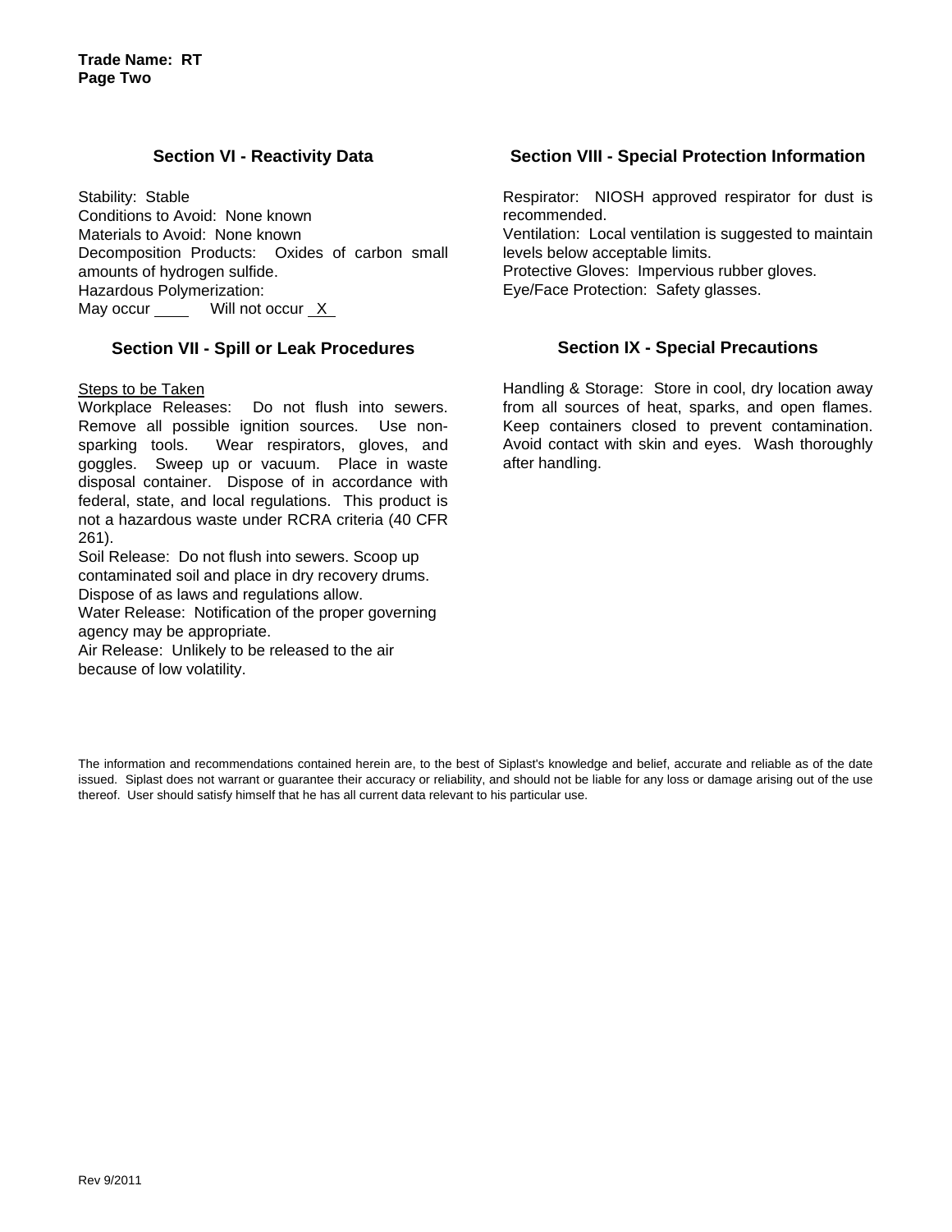## Section VI - Reactivity Data

Stability: Stable
Conditions to Avoid: None known
Materials to Avoid: None known
Decomposition Products: Oxides of carbon small amounts of hydrogen sulfide.
Hazardous Polymerization:
May occur ____ Will not occur X

## Section VII - Spill or Leak Procedures

Steps to be Taken
Workplace Releases: Do not flush into sewers. Remove all possible ignition sources. Use non-sparking tools. Wear respirators, gloves, and goggles. Sweep up or vacuum. Place in waste disposal container. Dispose of in accordance with federal, state, and local regulations. This product is not a hazardous waste under RCRA criteria (40 CFR 261).
Soil Release: Do not flush into sewers. Scoop up contaminated soil and place in dry recovery drums. Dispose of as laws and regulations allow.
Water Release: Notification of the proper governing agency may be appropriate.
Air Release: Unlikely to be released to the air because of low volatility.

## Section VIII - Special Protection Information

Respirator: NIOSH approved respirator for dust is recommended.
Ventilation: Local ventilation is suggested to maintain levels below acceptable limits.
Protective Gloves: Impervious rubber gloves.
Eye/Face Protection: Safety glasses.

## Section IX - Special Precautions

Handling & Storage: Store in cool, dry location away from all sources of heat, sparks, and open flames. Keep containers closed to prevent contamination. Avoid contact with skin and eyes. Wash thoroughly after handling.

The information and recommendations contained herein are, to the best of Siplast's knowledge and belief, accurate and reliable as of the date issued. Siplast does not warrant or guarantee their accuracy or reliability, and should not be liable for any loss or damage arising out of the use thereof. User should satisfy himself that he has all current data relevant to his particular use.

Rev 9/2011